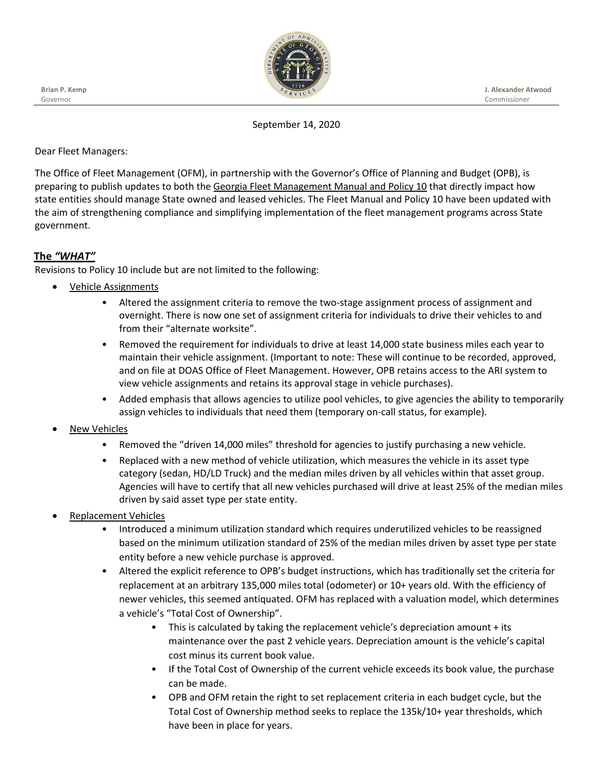Brian P. Kemp
Governor

J. Alexander Atwood
Commissioner

September 14, 2020

Dear Fleet Managers:

The Office of Fleet Management (OFM), in partnership with the Governor's Office of Planning and Budget (OPB), is preparing to publish updates to both the Georgia Fleet Management Manual and Policy 10 that directly impact how state entities should manage State owned and leased vehicles. The Fleet Manual and Policy 10 have been updated with the aim of strengthening compliance and simplifying implementation of the fleet management programs across State government.

## The *"WHAT"*

Revisions to Policy 10 include but are not limited to the following:

- Vehicle Assignments
  - Altered the assignment criteria to remove the two-stage assignment process of assignment and overnight. There is now one set of assignment criteria for individuals to drive their vehicles to and from their "alternate worksite".
  - Removed the requirement for individuals to drive at least 14,000 state business miles each year to maintain their vehicle assignment. (Important to note: These will continue to be recorded, approved, and on file at DOAS Office of Fleet Management. However, OPB retains access to the ARI system to view vehicle assignments and retains its approval stage in vehicle purchases).
  - Added emphasis that allows agencies to utilize pool vehicles, to give agencies the ability to temporarily assign vehicles to individuals that need them (temporary on-call status, for example).
- New Vehicles
  - Removed the "driven 14,000 miles" threshold for agencies to justify purchasing a new vehicle.
  - Replaced with a new method of vehicle utilization, which measures the vehicle in its asset type category (sedan, HD/LD Truck) and the median miles driven by all vehicles within that asset group. Agencies will have to certify that all new vehicles purchased will drive at least 25% of the median miles driven by said asset type per state entity.
- Replacement Vehicles
  - Introduced a minimum utilization standard which requires underutilized vehicles to be reassigned based on the minimum utilization standard of 25% of the median miles driven by asset type per state entity before a new vehicle purchase is approved.
  - Altered the explicit reference to OPB's budget instructions, which has traditionally set the criteria for replacement at an arbitrary 135,000 miles total (odometer) or 10+ years old. With the efficiency of newer vehicles, this seemed antiquated. OFM has replaced with a valuation model, which determines a vehicle's "Total Cost of Ownership".
    - This is calculated by taking the replacement vehicle's depreciation amount + its maintenance over the past 2 vehicle years. Depreciation amount is the vehicle's capital cost minus its current book value.
    - If the Total Cost of Ownership of the current vehicle exceeds its book value, the purchase can be made.
    - OPB and OFM retain the right to set replacement criteria in each budget cycle, but the Total Cost of Ownership method seeks to replace the 135k/10+ year thresholds, which have been in place for years.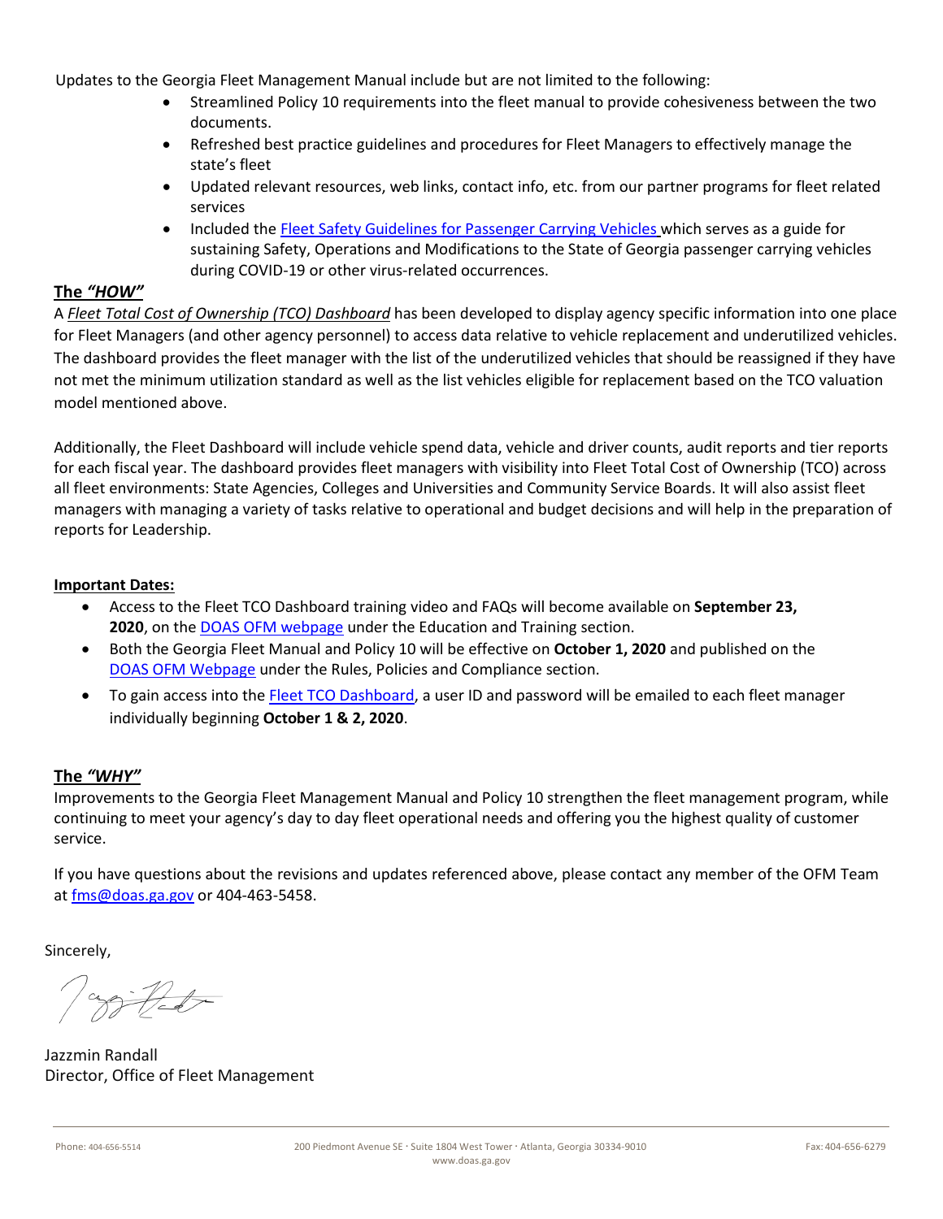Updates to the Georgia Fleet Management Manual include but are not limited to the following:

- Streamlined Policy 10 requirements into the fleet manual to provide cohesiveness between the two documents.
- Refreshed best practice guidelines and procedures for Fleet Managers to effectively manage the state's fleet
- Updated relevant resources, web links, contact info, etc. from our partner programs for fleet related services
- Included the Fleet Safety Guidelines for Passenger Carrying Vehicles which serves as a guide for sustaining Safety, Operations and Modifications to the State of Georgia passenger carrying vehicles during COVID-19 or other virus-related occurrences.

## The *"HOW"*

A *Fleet Total Cost of Ownership (TCO) Dashboard* has been developed to display agency specific information into one place for Fleet Managers (and other agency personnel) to access data relative to vehicle replacement and underutilized vehicles. The dashboard provides the fleet manager with the list of the underutilized vehicles that should be reassigned if they have not met the minimum utilization standard as well as the list vehicles eligible for replacement based on the TCO valuation model mentioned above.

Additionally, the Fleet Dashboard will include vehicle spend data, vehicle and driver counts, audit reports and tier reports for each fiscal year. The dashboard provides fleet managers with visibility into Fleet Total Cost of Ownership (TCO) across all fleet environments: State Agencies, Colleges and Universities and Community Service Boards. It will also assist fleet managers with managing a variety of tasks relative to operational and budget decisions and will help in the preparation of reports for Leadership.

**Important Dates:**

- Access to the Fleet TCO Dashboard training video and FAQs will become available on **September 23, 2020**, on the DOAS OFM webpage under the Education and Training section.
- Both the Georgia Fleet Manual and Policy 10 will be effective on **October 1, 2020** and published on the DOAS OFM Webpage under the Rules, Policies and Compliance section.
- To gain access into the Fleet TCO Dashboard, a user ID and password will be emailed to each fleet manager individually beginning **October 1 & 2, 2020**.

## The *"WHY"*

Improvements to the Georgia Fleet Management Manual and Policy 10 strengthen the fleet management program, while continuing to meet your agency's day to day fleet operational needs and offering you the highest quality of customer service.

If you have questions about the revisions and updates referenced above, please contact any member of the OFM Team at fms@doas.ga.gov or 404-463-5458.

Sincerely,

Jazzmin Randall
Director, Office of Fleet Management